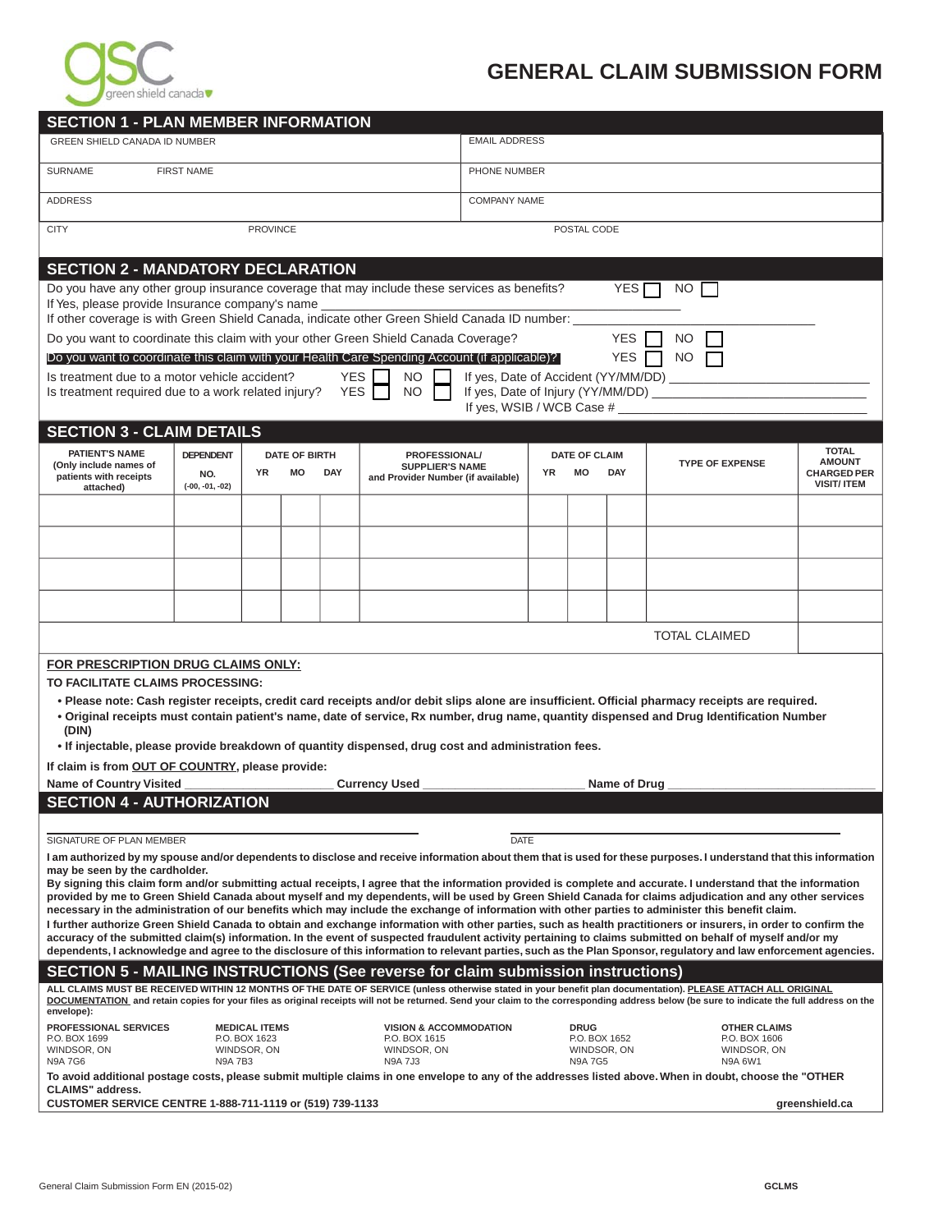green shield canada

# GENERAL CLAIM SUBMISSION FORM

## SECTION 1 - PLAN MEMBER INFORMATION

| GREEN SHIELD CANADA ID NUMBER | | | EMAIL ADDRESS |
|---|---|---|---|
| SURNAME | FIRST NAME | | PHONE NUMBER |
| ADDRESS | | | COMPANY NAME |
| CITY | PROVINCE | POSTAL CODE | |

## SECTION 2 - MANDATORY DECLARATION

Do you have any other group insurance coverage that may include these services as benefits? YES ☐ NO ☐

If Yes, please provide Insurance company's name ______________________

If other coverage is with Green Shield Canada, indicate other Green Shield Canada ID number: ______________________

Do you want to coordinate this claim with your other Green Shield Canada Coverage? YES ☐ NO ☐

Do you want to coordinate this claim with your Health Care Spending Account (if applicable)? YES ☐ NO ☐

Is treatment due to a motor vehicle accident? YES ☐ NO ☐ If yes, Date of Accident (YY/MM/DD) ______________________

Is treatment required due to a work related injury? YES ☐ NO ☐ If yes, Date of Injury (YY/MM/DD) ______________________

If yes, WSIB / WCB Case # ______________________

## SECTION 3 - CLAIM DETAILS

| PATIENT'S NAME (Only include names of patients with receipts attached) | DEPENDENT NO. (-00, -01, -02) | DATE OF BIRTH YR | MO | DAY | PROFESSIONAL/ SUPPLIER'S NAME and Provider Number (if available) | DATE OF CLAIM YR | MO | DAY | TYPE OF EXPENSE | TOTAL AMOUNT CHARGED PER VISIT/ ITEM |
|---|---|---|---|---|---|---|---|---|---|---|
| | | | | | | | | | | |
| | | | | | | | | | | |
| | | | | | | | | | | |
| | | | | | | | | | | |
| | | | | | | | | | TOTAL CLAIMED | |

**FOR PRESCRIPTION DRUG CLAIMS ONLY:**

**TO FACILITATE CLAIMS PROCESSING:**

- **Please note: Cash register receipts, credit card receipts and/or debit slips alone are insufficient. Official pharmacy receipts are required.**
- **Original receipts must contain patient's name, date of service, Rx number, drug name, quantity dispensed and Drug Identification Number (DIN)**
- **If injectable, please provide breakdown of quantity dispensed, drug cost and administration fees.**

**If claim is from OUT OF COUNTRY, please provide:**

**Name of Country Visited** ______________ **Currency Used** ______________ **Name of Drug** ______________

## SECTION 4 - AUTHORIZATION

SIGNATURE OF PLAN MEMBER ______________________ DATE ______________________

**I am authorized by my spouse and/or dependents to disclose and receive information about them that is used for these purposes. I understand that this information may be seen by the cardholder.**

**By signing this claim form and/or submitting actual receipts, I agree that the information provided is complete and accurate. I understand that the information provided by me to Green Shield Canada about myself and my dependents, will be used by Green Shield Canada for claims adjudication and any other services necessary in the administration of our benefits which may include the exchange of information with other parties to administer this benefit claim.**

**I further authorize Green Shield Canada to obtain and exchange information with other parties, such as health practitioners or insurers, in order to confirm the accuracy of the submitted claim(s) information. In the event of suspected fraudulent activity pertaining to claims submitted on behalf of myself and/or my dependents, I acknowledge and agree to the disclosure of this information to relevant parties, such as the Plan Sponsor, regulatory and law enforcement agencies.**

## SECTION 5 - MAILING INSTRUCTIONS (See reverse for claim submission instructions)

**ALL CLAIMS MUST BE RECEIVED WITHIN 12 MONTHS OF THE DATE OF SERVICE (unless otherwise stated in your benefit plan documentation). PLEASE ATTACH ALL ORIGINAL DOCUMENTATION and retain copies for your files as original receipts will not be returned. Send your claim to the corresponding address below (be sure to indicate the full address on the envelope):**

| PROFESSIONAL SERVICES | MEDICAL ITEMS | VISION & ACCOMMODATION | DRUG | OTHER CLAIMS |
|---|---|---|---|---|
| P.O. BOX 1699 | P.O. BOX 1623 | P.O. BOX 1615 | P.O. BOX 1652 | P.O. BOX 1606 |
| WINDSOR, ON | WINDSOR, ON | WINDSOR, ON | WINDSOR, ON | WINDSOR, ON |
| N9A 7G6 | N9A 7B3 | N9A 7J3 | N9A 7G5 | N9A 6W1 |

**To avoid additional postage costs, please submit multiple claims in one envelope to any of the addresses listed above. When in doubt, choose the "OTHER CLAIMS" address.**

**CUSTOMER SERVICE CENTRE 1-888-711-1119 or (519) 739-1133** **greenshield.ca**

General Claim Submission Form EN (2015-02) GCLMS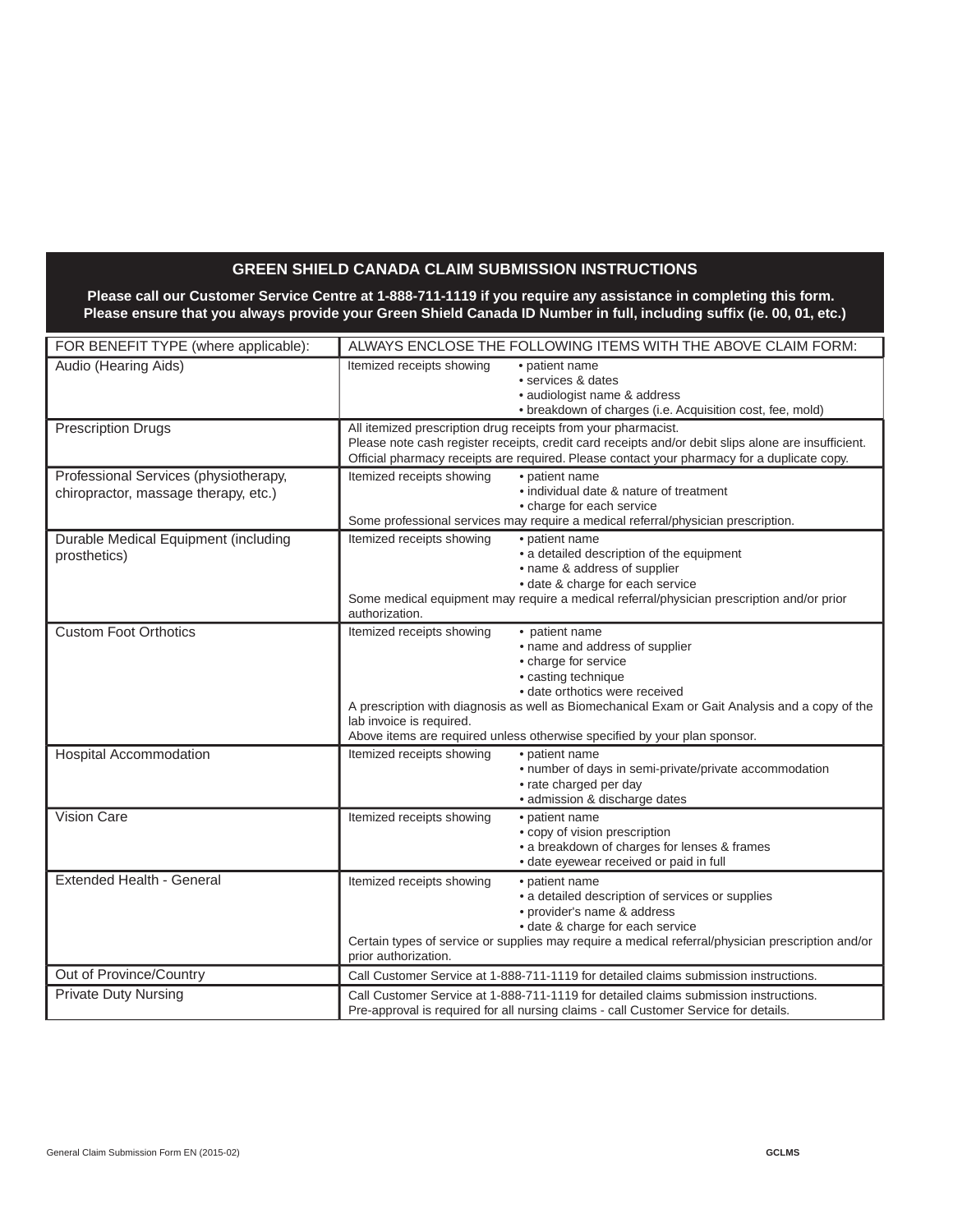## GREEN SHIELD CANADA CLAIM SUBMISSION INSTRUCTIONS

**Please call our Customer Service Centre at 1-888-711-1119 if you require any assistance in completing this form.**
**Please ensure that you always provide your Green Shield Canada ID Number in full, including suffix (ie. 00, 01, etc.)**

| FOR BENEFIT TYPE (where applicable): | ALWAYS ENCLOSE THE FOLLOWING ITEMS WITH THE ABOVE CLAIM FORM: |
|---|---|
| Audio (Hearing Aids) | Itemized receipts showing • patient name • services & dates • audiologist name & address • breakdown of charges (i.e. Acquisition cost, fee, mold) |
| Prescription Drugs | All itemized prescription drug receipts from your pharmacist. Please note cash register receipts, credit card receipts and/or debit slips alone are insufficient. Official pharmacy receipts are required. Please contact your pharmacy for a duplicate copy. |
| Professional Services (physiotherapy, chiropractor, massage therapy, etc.) | Itemized receipts showing • patient name • individual date & nature of treatment • charge for each service Some professional services may require a medical referral/physician prescription. |
| Durable Medical Equipment (including prosthetics) | Itemized receipts showing • patient name • a detailed description of the equipment • name & address of supplier • date & charge for each service Some medical equipment may require a medical referral/physician prescription and/or prior authorization. |
| Custom Foot Orthotics | Itemized receipts showing • patient name • name and address of supplier • charge for service • casting technique • date orthotics were received A prescription with diagnosis as well as Biomechanical Exam or Gait Analysis and a copy of the lab invoice is required. Above items are required unless otherwise specified by your plan sponsor. |
| Hospital Accommodation | Itemized receipts showing • patient name • number of days in semi-private/private accommodation • rate charged per day • admission & discharge dates |
| Vision Care | Itemized receipts showing • patient name • copy of vision prescription • a breakdown of charges for lenses & frames • date eyewear received or paid in full |
| Extended Health - General | Itemized receipts showing • patient name • a detailed description of services or supplies • provider's name & address • date & charge for each service Certain types of service or supplies may require a medical referral/physician prescription and/or prior authorization. |
| Out of Province/Country | Call Customer Service at 1-888-711-1119 for detailed claims submission instructions. |
| Private Duty Nursing | Call Customer Service at 1-888-711-1119 for detailed claims submission instructions. Pre-approval is required for all nursing claims - call Customer Service for details. |

General Claim Submission Form EN (2015-02) GCLMS